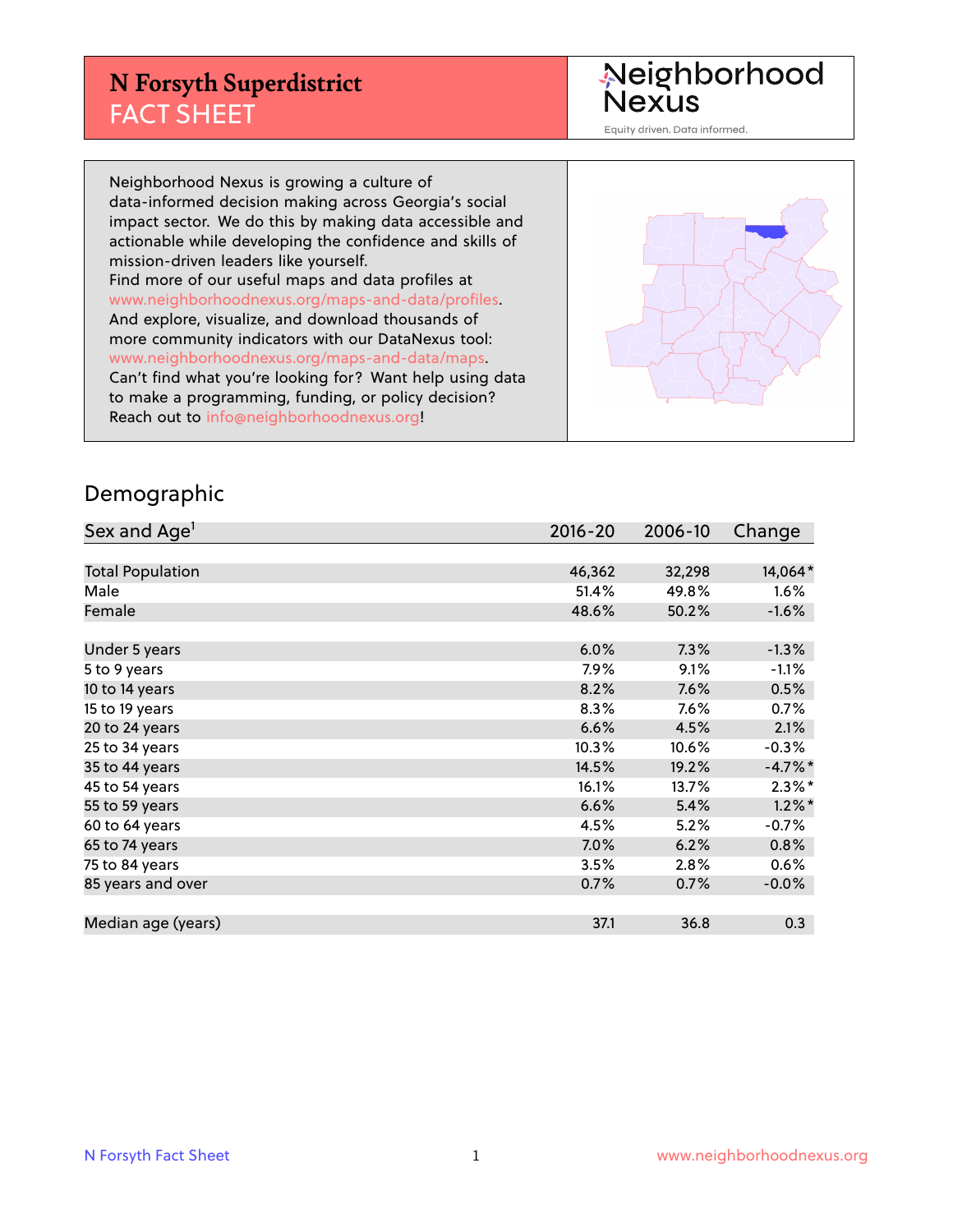# N Forsyth Superdistrict
## FACT SHEET

Neighborhood Nexus
Equity driven. Data informed.

Neighborhood Nexus is growing a culture of data-informed decision making across Georgia's social impact sector. We do this by making data accessible and actionable while developing the confidence and skills of mission-driven leaders like yourself.
Find more of our useful maps and data profiles at www.neighborhoodnexus.org/maps-and-data/profiles.
And explore, visualize, and download thousands of more community indicators with our DataNexus tool: www.neighborhoodnexus.org/maps-and-data/maps.
Can't find what you're looking for? Want help using data to make a programming, funding, or policy decision? Reach out to info@neighborhoodnexus.org!

## Demographic

| Sex and Age[1] | 2016-20 | 2006-10 | Change |
|---|---|---|---|
| Total Population | 46,362 | 32,298 | 14,064* |
| Male | 51.4% | 49.8% | 1.6% |
| Female | 48.6% | 50.2% | -1.6% |
| Under 5 years | 6.0% | 7.3% | -1.3% |
| 5 to 9 years | 7.9% | 9.1% | -1.1% |
| 10 to 14 years | 8.2% | 7.6% | 0.5% |
| 15 to 19 years | 8.3% | 7.6% | 0.7% |
| 20 to 24 years | 6.6% | 4.5% | 2.1% |
| 25 to 34 years | 10.3% | 10.6% | -0.3% |
| 35 to 44 years | 14.5% | 19.2% | -4.7%* |
| 45 to 54 years | 16.1% | 13.7% | 2.3%* |
| 55 to 59 years | 6.6% | 5.4% | 1.2%* |
| 60 to 64 years | 4.5% | 5.2% | -0.7% |
| 65 to 74 years | 7.0% | 6.2% | 0.8% |
| 75 to 84 years | 3.5% | 2.8% | 0.6% |
| 85 years and over | 0.7% | 0.7% | -0.0% |
| Median age (years) | 37.1 | 36.8 | 0.3 |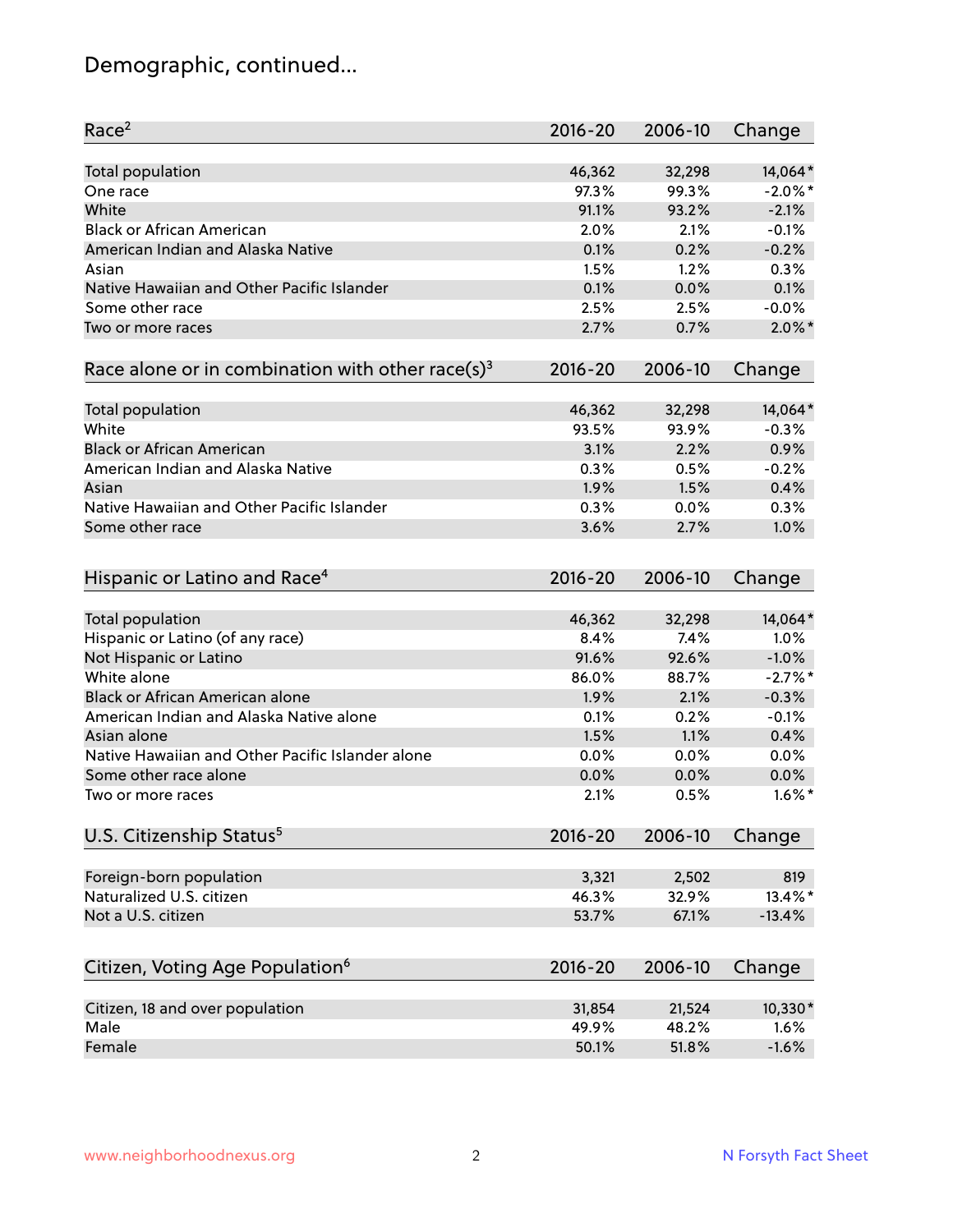# Demographic, continued...

| Race[2] | 2016-20 | 2006-10 | Change |
|---|---|---|---|
| Total population | 46,362 | 32,298 | 14,064* |
| One race | 97.3% | 99.3% | -2.0%* |
| White | 91.1% | 93.2% | -2.1% |
| Black or African American | 2.0% | 2.1% | -0.1% |
| American Indian and Alaska Native | 0.1% | 0.2% | -0.2% |
| Asian | 1.5% | 1.2% | 0.3% |
| Native Hawaiian and Other Pacific Islander | 0.1% | 0.0% | 0.1% |
| Some other race | 2.5% | 2.5% | -0.0% |
| Two or more races | 2.7% | 0.7% | 2.0%* |

| Race alone or in combination with other race(s)[3] | 2016-20 | 2006-10 | Change |
|---|---|---|---|
| Total population | 46,362 | 32,298 | 14,064* |
| White | 93.5% | 93.9% | -0.3% |
| Black or African American | 3.1% | 2.2% | 0.9% |
| American Indian and Alaska Native | 0.3% | 0.5% | -0.2% |
| Asian | 1.9% | 1.5% | 0.4% |
| Native Hawaiian and Other Pacific Islander | 0.3% | 0.0% | 0.3% |
| Some other race | 3.6% | 2.7% | 1.0% |

| Hispanic or Latino and Race[4] | 2016-20 | 2006-10 | Change |
|---|---|---|---|
| Total population | 46,362 | 32,298 | 14,064* |
| Hispanic or Latino (of any race) | 8.4% | 7.4% | 1.0% |
| Not Hispanic or Latino | 91.6% | 92.6% | -1.0% |
| White alone | 86.0% | 88.7% | -2.7%* |
| Black or African American alone | 1.9% | 2.1% | -0.3% |
| American Indian and Alaska Native alone | 0.1% | 0.2% | -0.1% |
| Asian alone | 1.5% | 1.1% | 0.4% |
| Native Hawaiian and Other Pacific Islander alone | 0.0% | 0.0% | 0.0% |
| Some other race alone | 0.0% | 0.0% | 0.0% |
| Two or more races | 2.1% | 0.5% | 1.6%* |

| U.S. Citizenship Status[5] | 2016-20 | 2006-10 | Change |
|---|---|---|---|
| Foreign-born population | 3,321 | 2,502 | 819 |
| Naturalized U.S. citizen | 46.3% | 32.9% | 13.4%* |
| Not a U.S. citizen | 53.7% | 67.1% | -13.4% |

| Citizen, Voting Age Population[6] | 2016-20 | 2006-10 | Change |
|---|---|---|---|
| Citizen, 18 and over population | 31,854 | 21,524 | 10,330* |
| Male | 49.9% | 48.2% | 1.6% |
| Female | 50.1% | 51.8% | -1.6% |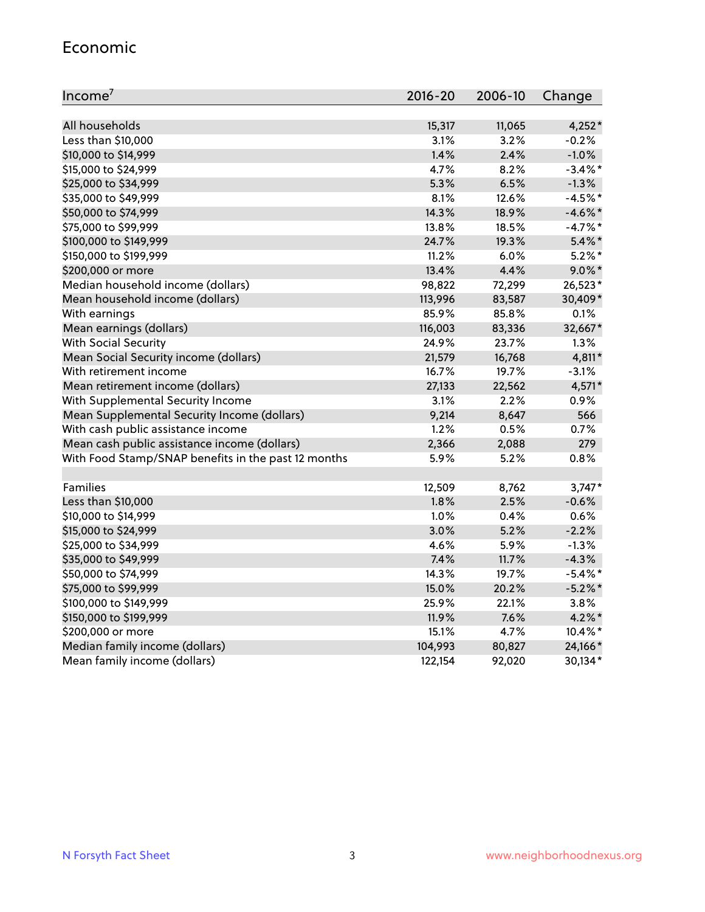## Economic

| Income[7] | 2016-20 | 2006-10 | Change |
|---|---|---|---|
| All households | 15,317 | 11,065 | 4,252* |
| Less than $10,000 | 3.1% | 3.2% | -0.2% |
| $10,000 to $14,999 | 1.4% | 2.4% | -1.0% |
| $15,000 to $24,999 | 4.7% | 8.2% | -3.4%* |
| $25,000 to $34,999 | 5.3% | 6.5% | -1.3% |
| $35,000 to $49,999 | 8.1% | 12.6% | -4.5%* |
| $50,000 to $74,999 | 14.3% | 18.9% | -4.6%* |
| $75,000 to $99,999 | 13.8% | 18.5% | -4.7%* |
| $100,000 to $149,999 | 24.7% | 19.3% | 5.4%* |
| $150,000 to $199,999 | 11.2% | 6.0% | 5.2%* |
| $200,000 or more | 13.4% | 4.4% | 9.0%* |
| Median household income (dollars) | 98,822 | 72,299 | 26,523* |
| Mean household income (dollars) | 113,996 | 83,587 | 30,409* |
| With earnings | 85.9% | 85.8% | 0.1% |
| Mean earnings (dollars) | 116,003 | 83,336 | 32,667* |
| With Social Security | 24.9% | 23.7% | 1.3% |
| Mean Social Security income (dollars) | 21,579 | 16,768 | 4,811* |
| With retirement income | 16.7% | 19.7% | -3.1% |
| Mean retirement income (dollars) | 27,133 | 22,562 | 4,571* |
| With Supplemental Security Income | 3.1% | 2.2% | 0.9% |
| Mean Supplemental Security Income (dollars) | 9,214 | 8,647 | 566 |
| With cash public assistance income | 1.2% | 0.5% | 0.7% |
| Mean cash public assistance income (dollars) | 2,366 | 2,088 | 279 |
| With Food Stamp/SNAP benefits in the past 12 months | 5.9% | 5.2% | 0.8% |
| | | | |
| Families | 12,509 | 8,762 | 3,747* |
| Less than $10,000 | 1.8% | 2.5% | -0.6% |
| $10,000 to $14,999 | 1.0% | 0.4% | 0.6% |
| $15,000 to $24,999 | 3.0% | 5.2% | -2.2% |
| $25,000 to $34,999 | 4.6% | 5.9% | -1.3% |
| $35,000 to $49,999 | 7.4% | 11.7% | -4.3% |
| $50,000 to $74,999 | 14.3% | 19.7% | -5.4%* |
| $75,000 to $99,999 | 15.0% | 20.2% | -5.2%* |
| $100,000 to $149,999 | 25.9% | 22.1% | 3.8% |
| $150,000 to $199,999 | 11.9% | 7.6% | 4.2%* |
| $200,000 or more | 15.1% | 4.7% | 10.4%* |
| Median family income (dollars) | 104,993 | 80,827 | 24,166* |
| Mean family income (dollars) | 122,154 | 92,020 | 30,134* |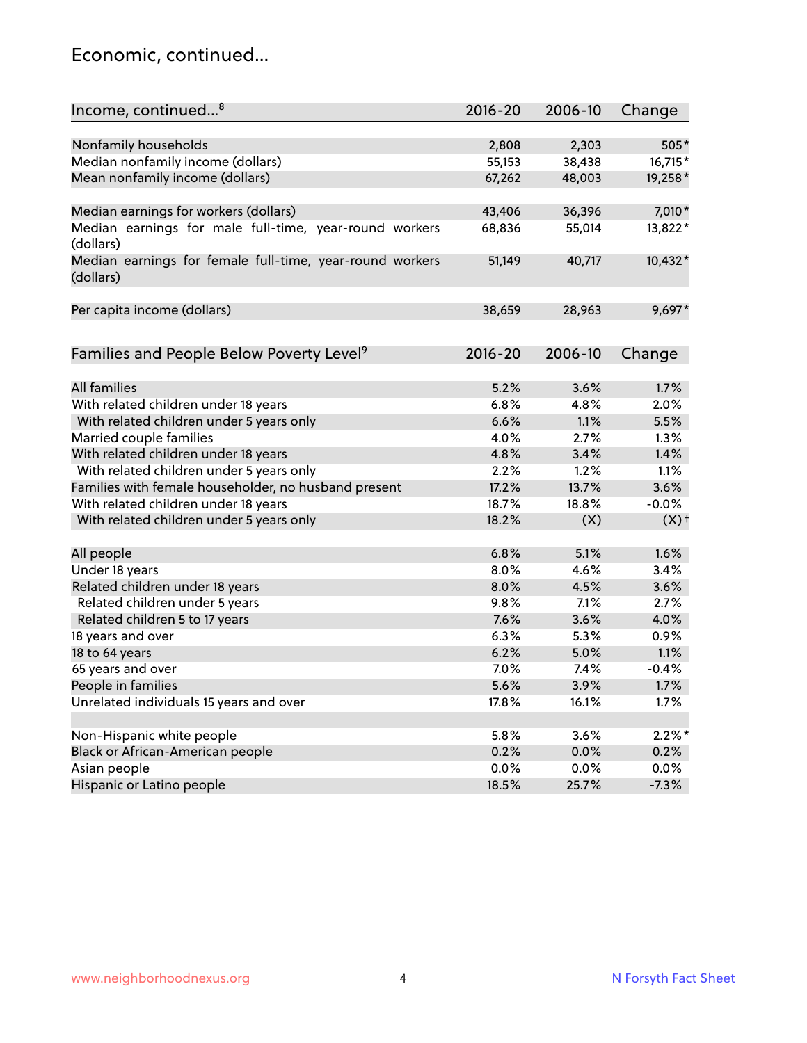## Economic, continued...

| Income, continued...[8] | 2016-20 | 2006-10 | Change |
|---|---|---|---|
| Nonfamily households | 2,808 | 2,303 | 505* |
| Median nonfamily income (dollars) | 55,153 | 38,438 | 16,715* |
| Mean nonfamily income (dollars) | 67,262 | 48,003 | 19,258* |
| Median earnings for workers (dollars) | 43,406 | 36,396 | 7,010* |
| Median earnings for male full-time, year-round workers (dollars) | 68,836 | 55,014 | 13,822* |
| Median earnings for female full-time, year-round workers (dollars) | 51,149 | 40,717 | 10,432* |
| Per capita income (dollars) | 38,659 | 28,963 | 9,697* |

| Families and People Below Poverty Level[9] | 2016-20 | 2006-10 | Change |
|---|---|---|---|
| All families | 5.2% | 3.6% | 1.7% |
| With related children under 18 years | 6.8% | 4.8% | 2.0% |
| With related children under 5 years only | 6.6% | 1.1% | 5.5% |
| Married couple families | 4.0% | 2.7% | 1.3% |
| With related children under 18 years | 4.8% | 3.4% | 1.4% |
| With related children under 5 years only | 2.2% | 1.2% | 1.1% |
| Families with female householder, no husband present | 17.2% | 13.7% | 3.6% |
| With related children under 18 years | 18.7% | 18.8% | -0.0% |
| With related children under 5 years only | 18.2% | (X) | (X)† |
| All people | 6.8% | 5.1% | 1.6% |
| Under 18 years | 8.0% | 4.6% | 3.4% |
| Related children under 18 years | 8.0% | 4.5% | 3.6% |
| Related children under 5 years | 9.8% | 7.1% | 2.7% |
| Related children 5 to 17 years | 7.6% | 3.6% | 4.0% |
| 18 years and over | 6.3% | 5.3% | 0.9% |
| 18 to 64 years | 6.2% | 5.0% | 1.1% |
| 65 years and over | 7.0% | 7.4% | -0.4% |
| People in families | 5.6% | 3.9% | 1.7% |
| Unrelated individuals 15 years and over | 17.8% | 16.1% | 1.7% |
| Non-Hispanic white people | 5.8% | 3.6% | 2.2%* |
| Black or African-American people | 0.2% | 0.0% | 0.2% |
| Asian people | 0.0% | 0.0% | 0.0% |
| Hispanic or Latino people | 18.5% | 25.7% | -7.3% |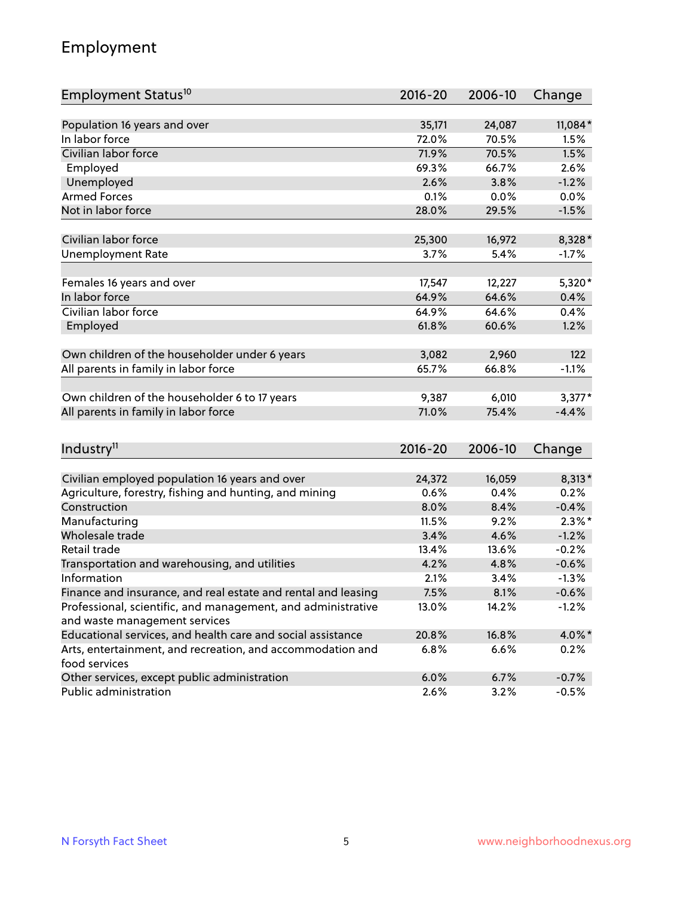## Employment

| Employment Status[10] | 2016-20 | 2006-10 | Change |
|---|---|---|---|
| Population 16 years and over | 35,171 | 24,087 | 11,084* |
| In labor force | 72.0% | 70.5% | 1.5% |
| Civilian labor force | 71.9% | 70.5% | 1.5% |
| Employed | 69.3% | 66.7% | 2.6% |
| Unemployed | 2.6% | 3.8% | -1.2% |
| Armed Forces | 0.1% | 0.0% | 0.0% |
| Not in labor force | 28.0% | 29.5% | -1.5% |
| | | | |
| Civilian labor force | 25,300 | 16,972 | 8,328* |
| Unemployment Rate | 3.7% | 5.4% | -1.7% |
| | | | |
| Females 16 years and over | 17,547 | 12,227 | 5,320* |
| In labor force | 64.9% | 64.6% | 0.4% |
| Civilian labor force | 64.9% | 64.6% | 0.4% |
| Employed | 61.8% | 60.6% | 1.2% |
| | | | |
| Own children of the householder under 6 years | 3,082 | 2,960 | 122 |
| All parents in family in labor force | 65.7% | 66.8% | -1.1% |
| | | | |
| Own children of the householder 6 to 17 years | 9,387 | 6,010 | 3,377* |
| All parents in family in labor force | 71.0% | 75.4% | -4.4% |

| Industry[11] | 2016-20 | 2006-10 | Change |
|---|---|---|---|
| Civilian employed population 16 years and over | 24,372 | 16,059 | 8,313* |
| Agriculture, forestry, fishing and hunting, and mining | 0.6% | 0.4% | 0.2% |
| Construction | 8.0% | 8.4% | -0.4% |
| Manufacturing | 11.5% | 9.2% | 2.3%* |
| Wholesale trade | 3.4% | 4.6% | -1.2% |
| Retail trade | 13.4% | 13.6% | -0.2% |
| Transportation and warehousing, and utilities | 4.2% | 4.8% | -0.6% |
| Information | 2.1% | 3.4% | -1.3% |
| Finance and insurance, and real estate and rental and leasing | 7.5% | 8.1% | -0.6% |
| Professional, scientific, and management, and administrative and waste management services | 13.0% | 14.2% | -1.2% |
| Educational services, and health care and social assistance | 20.8% | 16.8% | 4.0%* |
| Arts, entertainment, and recreation, and accommodation and food services | 6.8% | 6.6% | 0.2% |
| Other services, except public administration | 6.0% | 6.7% | -0.7% |
| Public administration | 2.6% | 3.2% | -0.5% |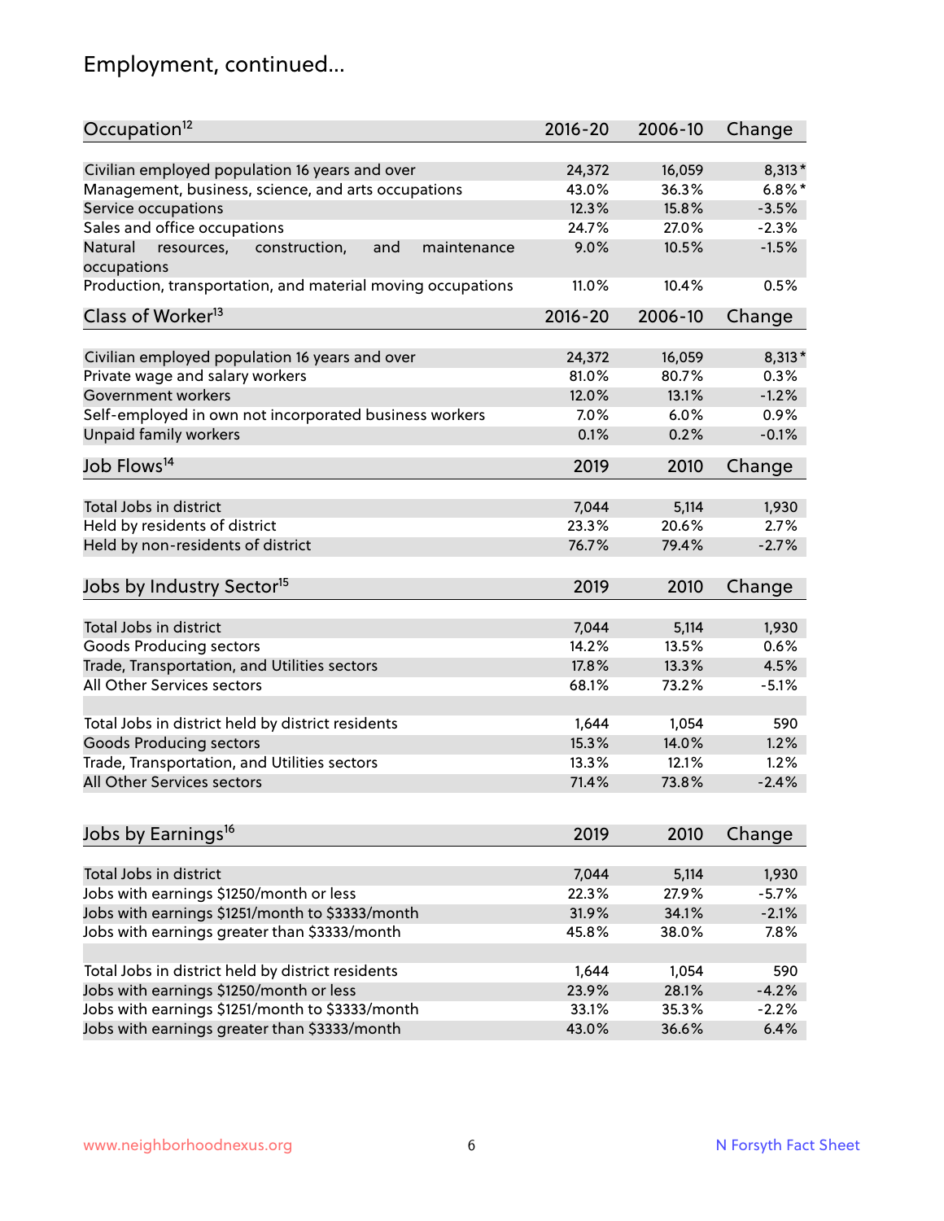## Employment, continued...

| Occupation[12] | 2016-20 | 2006-10 | Change |
|---|---|---|---|
| Civilian employed population 16 years and over | 24,372 | 16,059 | 8,313* |
| Management, business, science, and arts occupations | 43.0% | 36.3% | 6.8%* |
| Service occupations | 12.3% | 15.8% | -3.5% |
| Sales and office occupations | 24.7% | 27.0% | -2.3% |
| Natural resources, construction, and maintenance occupations | 9.0% | 10.5% | -1.5% |
| Production, transportation, and material moving occupations | 11.0% | 10.4% | 0.5% |

| Class of Worker[13] | 2016-20 | 2006-10 | Change |
|---|---|---|---|
| Civilian employed population 16 years and over | 24,372 | 16,059 | 8,313* |
| Private wage and salary workers | 81.0% | 80.7% | 0.3% |
| Government workers | 12.0% | 13.1% | -1.2% |
| Self-employed in own not incorporated business workers | 7.0% | 6.0% | 0.9% |
| Unpaid family workers | 0.1% | 0.2% | -0.1% |

| Job Flows[14] | 2019 | 2010 | Change |
|---|---|---|---|
| Total Jobs in district | 7,044 | 5,114 | 1,930 |
| Held by residents of district | 23.3% | 20.6% | 2.7% |
| Held by non-residents of district | 76.7% | 79.4% | -2.7% |

| Jobs by Industry Sector[15] | 2019 | 2010 | Change |
|---|---|---|---|
| Total Jobs in district | 7,044 | 5,114 | 1,930 |
| Goods Producing sectors | 14.2% | 13.5% | 0.6% |
| Trade, Transportation, and Utilities sectors | 17.8% | 13.3% | 4.5% |
| All Other Services sectors | 68.1% | 73.2% | -5.1% |
| | | | |
| Total Jobs in district held by district residents | 1,644 | 1,054 | 590 |
| Goods Producing sectors | 15.3% | 14.0% | 1.2% |
| Trade, Transportation, and Utilities sectors | 13.3% | 12.1% | 1.2% |
| All Other Services sectors | 71.4% | 73.8% | -2.4% |

| Jobs by Earnings[16] | 2019 | 2010 | Change |
|---|---|---|---|
| Total Jobs in district | 7,044 | 5,114 | 1,930 |
| Jobs with earnings $1250/month or less | 22.3% | 27.9% | -5.7% |
| Jobs with earnings $1251/month to $3333/month | 31.9% | 34.1% | -2.1% |
| Jobs with earnings greater than $3333/month | 45.8% | 38.0% | 7.8% |
| | | | |
| Total Jobs in district held by district residents | 1,644 | 1,054 | 590 |
| Jobs with earnings $1250/month or less | 23.9% | 28.1% | -4.2% |
| Jobs with earnings $1251/month to $3333/month | 33.1% | 35.3% | -2.2% |
| Jobs with earnings greater than $3333/month | 43.0% | 36.6% | 6.4% |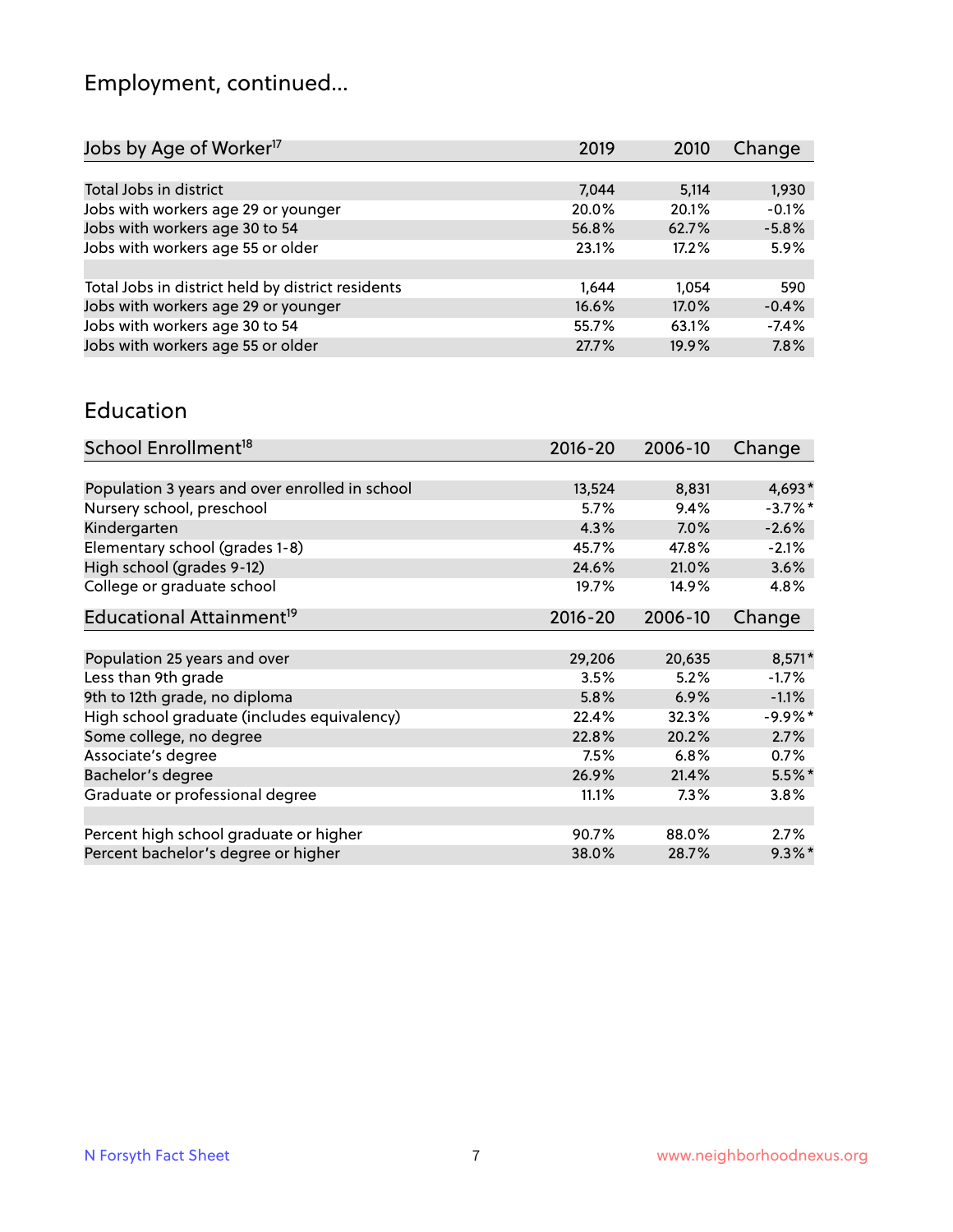# Employment, continued...

| Jobs by Age of Worker[17] | 2019 | 2010 | Change |
|---|---|---|---|
| Total Jobs in district | 7,044 | 5,114 | 1,930 |
| Jobs with workers age 29 or younger | 20.0% | 20.1% | -0.1% |
| Jobs with workers age 30 to 54 | 56.8% | 62.7% | -5.8% |
| Jobs with workers age 55 or older | 23.1% | 17.2% | 5.9% |
| | | | |
| Total Jobs in district held by district residents | 1,644 | 1,054 | 590 |
| Jobs with workers age 29 or younger | 16.6% | 17.0% | -0.4% |
| Jobs with workers age 30 to 54 | 55.7% | 63.1% | -7.4% |
| Jobs with workers age 55 or older | 27.7% | 19.9% | 7.8% |

# Education

| School Enrollment[18] | 2016-20 | 2006-10 | Change |
|---|---|---|---|
| Population 3 years and over enrolled in school | 13,524 | 8,831 | 4,693* |
| Nursery school, preschool | 5.7% | 9.4% | -3.7%* |
| Kindergarten | 4.3% | 7.0% | -2.6% |
| Elementary school (grades 1-8) | 45.7% | 47.8% | -2.1% |
| High school (grades 9-12) | 24.6% | 21.0% | 3.6% |
| College or graduate school | 19.7% | 14.9% | 4.8% |

| Educational Attainment[19] | 2016-20 | 2006-10 | Change |
|---|---|---|---|
| Population 25 years and over | 29,206 | 20,635 | 8,571* |
| Less than 9th grade | 3.5% | 5.2% | -1.7% |
| 9th to 12th grade, no diploma | 5.8% | 6.9% | -1.1% |
| High school graduate (includes equivalency) | 22.4% | 32.3% | -9.9%* |
| Some college, no degree | 22.8% | 20.2% | 2.7% |
| Associate's degree | 7.5% | 6.8% | 0.7% |
| Bachelor's degree | 26.9% | 21.4% | 5.5%* |
| Graduate or professional degree | 11.1% | 7.3% | 3.8% |
| | | | |
| Percent high school graduate or higher | 90.7% | 88.0% | 2.7% |
| Percent bachelor's degree or higher | 38.0% | 28.7% | 9.3%* |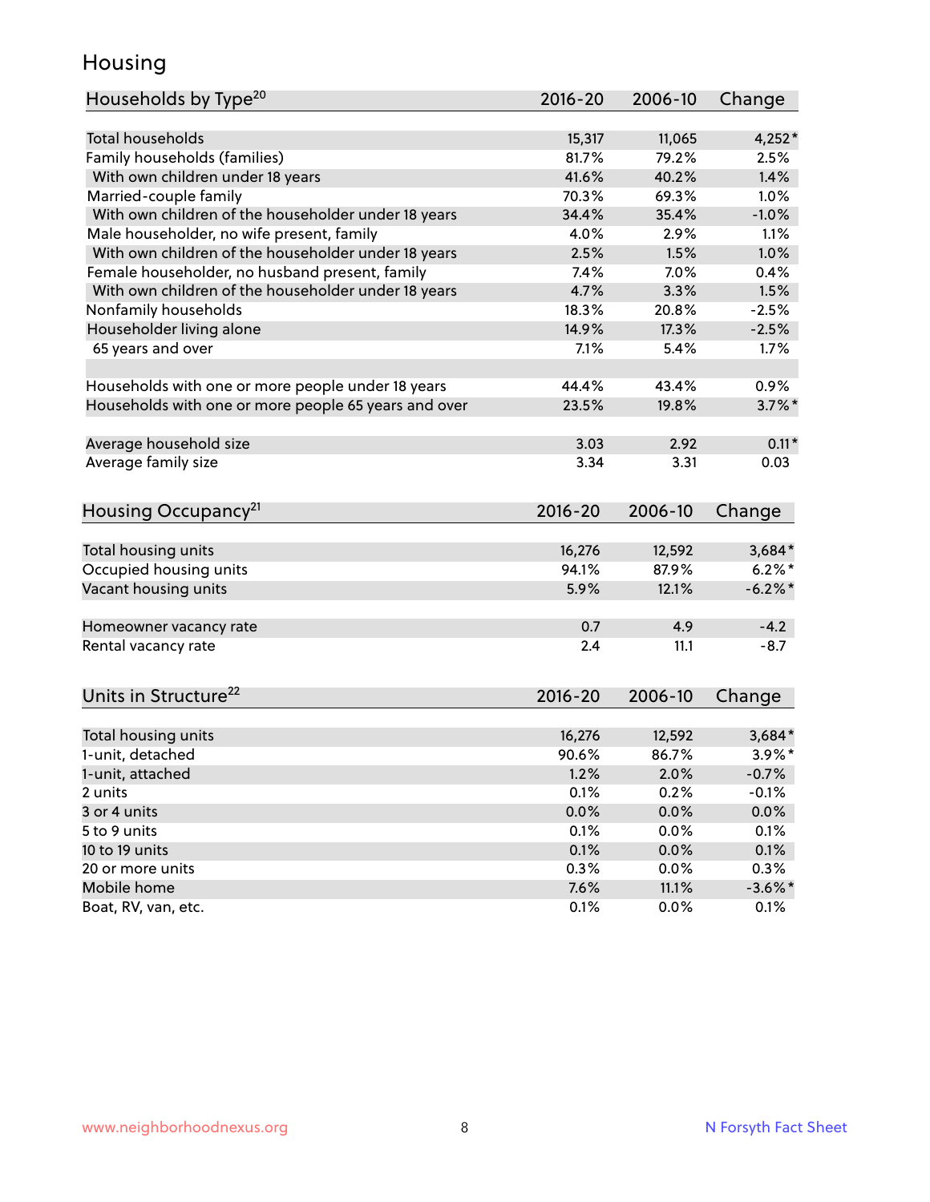# Housing

| Households by Type[20] | 2016-20 | 2006-10 | Change |
|---|---|---|---|
| Total households | 15,317 | 11,065 | 4,252* |
| Family households (families) | 81.7% | 79.2% | 2.5% |
| With own children under 18 years | 41.6% | 40.2% | 1.4% |
| Married-couple family | 70.3% | 69.3% | 1.0% |
| With own children of the householder under 18 years | 34.4% | 35.4% | -1.0% |
| Male householder, no wife present, family | 4.0% | 2.9% | 1.1% |
| With own children of the householder under 18 years | 2.5% | 1.5% | 1.0% |
| Female householder, no husband present, family | 7.4% | 7.0% | 0.4% |
| With own children of the householder under 18 years | 4.7% | 3.3% | 1.5% |
| Nonfamily households | 18.3% | 20.8% | -2.5% |
| Householder living alone | 14.9% | 17.3% | -2.5% |
| 65 years and over | 7.1% | 5.4% | 1.7% |
| | | | |
| Households with one or more people under 18 years | 44.4% | 43.4% | 0.9% |
| Households with one or more people 65 years and over | 23.5% | 19.8% | 3.7%* |
| | | | |
| Average household size | 3.03 | 2.92 | 0.11* |
| Average family size | 3.34 | 3.31 | 0.03 |

| Housing Occupancy[21] | 2016-20 | 2006-10 | Change |
|---|---|---|---|
| Total housing units | 16,276 | 12,592 | 3,684* |
| Occupied housing units | 94.1% | 87.9% | 6.2%* |
| Vacant housing units | 5.9% | 12.1% | -6.2%* |
| | | | |
| Homeowner vacancy rate | 0.7 | 4.9 | -4.2 |
| Rental vacancy rate | 2.4 | 11.1 | -8.7 |

| Units in Structure[22] | 2016-20 | 2006-10 | Change |
|---|---|---|---|
| Total housing units | 16,276 | 12,592 | 3,684* |
| 1-unit, detached | 90.6% | 86.7% | 3.9%* |
| 1-unit, attached | 1.2% | 2.0% | -0.7% |
| 2 units | 0.1% | 0.2% | -0.1% |
| 3 or 4 units | 0.0% | 0.0% | 0.0% |
| 5 to 9 units | 0.1% | 0.0% | 0.1% |
| 10 to 19 units | 0.1% | 0.0% | 0.1% |
| 20 or more units | 0.3% | 0.0% | 0.3% |
| Mobile home | 7.6% | 11.1% | -3.6%* |
| Boat, RV, van, etc. | 0.1% | 0.0% | 0.1% |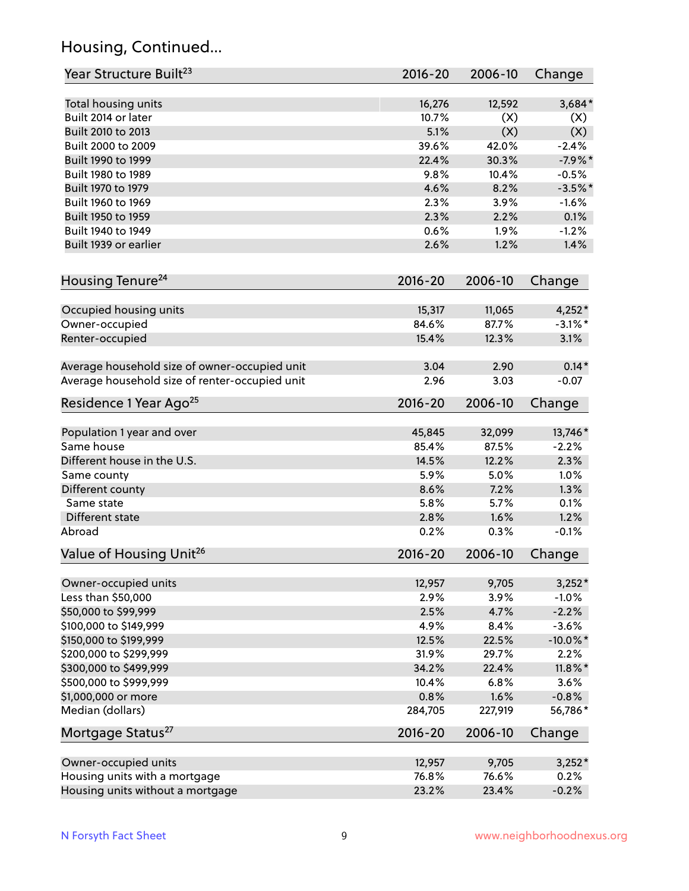# Housing, Continued...

| Year Structure Built[23] | 2016-20 | 2006-10 | Change |
|---|---|---|---|
| Total housing units | 16,276 | 12,592 | 3,684* |
| Built 2014 or later | 10.7% | (X) | (X) |
| Built 2010 to 2013 | 5.1% | (X) | (X) |
| Built 2000 to 2009 | 39.6% | 42.0% | -2.4% |
| Built 1990 to 1999 | 22.4% | 30.3% | -7.9%* |
| Built 1980 to 1989 | 9.8% | 10.4% | -0.5% |
| Built 1970 to 1979 | 4.6% | 8.2% | -3.5%* |
| Built 1960 to 1969 | 2.3% | 3.9% | -1.6% |
| Built 1950 to 1959 | 2.3% | 2.2% | 0.1% |
| Built 1940 to 1949 | 0.6% | 1.9% | -1.2% |
| Built 1939 or earlier | 2.6% | 1.2% | 1.4% |

| Housing Tenure[24] | 2016-20 | 2006-10 | Change |
|---|---|---|---|
| Occupied housing units | 15,317 | 11,065 | 4,252* |
| Owner-occupied | 84.6% | 87.7% | -3.1%* |
| Renter-occupied | 15.4% | 12.3% | 3.1% |
| Average household size of owner-occupied unit | 3.04 | 2.90 | 0.14* |
| Average household size of renter-occupied unit | 2.96 | 3.03 | -0.07 |

| Residence 1 Year Ago[25] | 2016-20 | 2006-10 | Change |
|---|---|---|---|
| Population 1 year and over | 45,845 | 32,099 | 13,746* |
| Same house | 85.4% | 87.5% | -2.2% |
| Different house in the U.S. | 14.5% | 12.2% | 2.3% |
| Same county | 5.9% | 5.0% | 1.0% |
| Different county | 8.6% | 7.2% | 1.3% |
| Same state | 5.8% | 5.7% | 0.1% |
| Different state | 2.8% | 1.6% | 1.2% |
| Abroad | 0.2% | 0.3% | -0.1% |

| Value of Housing Unit[26] | 2016-20 | 2006-10 | Change |
|---|---|---|---|
| Owner-occupied units | 12,957 | 9,705 | 3,252* |
| Less than $50,000 | 2.9% | 3.9% | -1.0% |
| $50,000 to $99,999 | 2.5% | 4.7% | -2.2% |
| $100,000 to $149,999 | 4.9% | 8.4% | -3.6% |
| $150,000 to $199,999 | 12.5% | 22.5% | -10.0%* |
| $200,000 to $299,999 | 31.9% | 29.7% | 2.2% |
| $300,000 to $499,999 | 34.2% | 22.4% | 11.8%* |
| $500,000 to $999,999 | 10.4% | 6.8% | 3.6% |
| $1,000,000 or more | 0.8% | 1.6% | -0.8% |
| Median (dollars) | 284,705 | 227,919 | 56,786* |

| Mortgage Status[27] | 2016-20 | 2006-10 | Change |
|---|---|---|---|
| Owner-occupied units | 12,957 | 9,705 | 3,252* |
| Housing units with a mortgage | 76.8% | 76.6% | 0.2% |
| Housing units without a mortgage | 23.2% | 23.4% | -0.2% |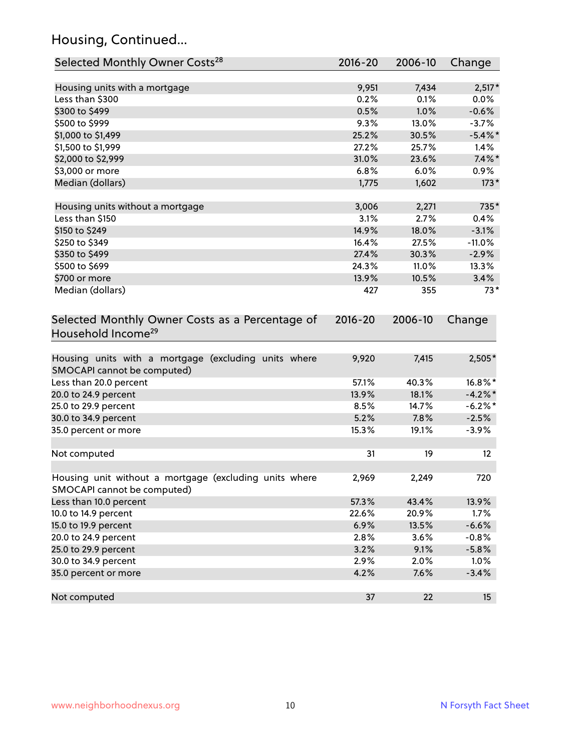## Housing, Continued...

| Selected Monthly Owner Costs[28] | 2016-20 | 2006-10 | Change |
|---|---|---|---|
| Housing units with a mortgage | 9,951 | 7,434 | 2,517* |
| Less than $300 | 0.2% | 0.1% | 0.0% |
| $300 to $499 | 0.5% | 1.0% | -0.6% |
| $500 to $999 | 9.3% | 13.0% | -3.7% |
| $1,000 to $1,499 | 25.2% | 30.5% | -5.4%* |
| $1,500 to $1,999 | 27.2% | 25.7% | 1.4% |
| $2,000 to $2,999 | 31.0% | 23.6% | 7.4%* |
| $3,000 or more | 6.8% | 6.0% | 0.9% |
| Median (dollars) | 1,775 | 1,602 | 173* |
| Housing units without a mortgage | 3,006 | 2,271 | 735* |
| Less than $150 | 3.1% | 2.7% | 0.4% |
| $150 to $249 | 14.9% | 18.0% | -3.1% |
| $250 to $349 | 16.4% | 27.5% | -11.0% |
| $350 to $499 | 27.4% | 30.3% | -2.9% |
| $500 to $699 | 24.3% | 11.0% | 13.3% |
| $700 or more | 13.9% | 10.5% | 3.4% |
| Median (dollars) | 427 | 355 | 73* |

| Selected Monthly Owner Costs as a Percentage of Household Income[29] | 2016-20 | 2006-10 | Change |
|---|---|---|---|
| Housing units with a mortgage (excluding units where SMOCAPI cannot be computed) | 9,920 | 7,415 | 2,505* |
| Less than 20.0 percent | 57.1% | 40.3% | 16.8%* |
| 20.0 to 24.9 percent | 13.9% | 18.1% | -4.2%* |
| 25.0 to 29.9 percent | 8.5% | 14.7% | -6.2%* |
| 30.0 to 34.9 percent | 5.2% | 7.8% | -2.5% |
| 35.0 percent or more | 15.3% | 19.1% | -3.9% |
| Not computed | 31 | 19 | 12 |
| Housing unit without a mortgage (excluding units where SMOCAPI cannot be computed) | 2,969 | 2,249 | 720 |
| Less than 10.0 percent | 57.3% | 43.4% | 13.9% |
| 10.0 to 14.9 percent | 22.6% | 20.9% | 1.7% |
| 15.0 to 19.9 percent | 6.9% | 13.5% | -6.6% |
| 20.0 to 24.9 percent | 2.8% | 3.6% | -0.8% |
| 25.0 to 29.9 percent | 3.2% | 9.1% | -5.8% |
| 30.0 to 34.9 percent | 2.9% | 2.0% | 1.0% |
| 35.0 percent or more | 4.2% | 7.6% | -3.4% |
| Not computed | 37 | 22 | 15 |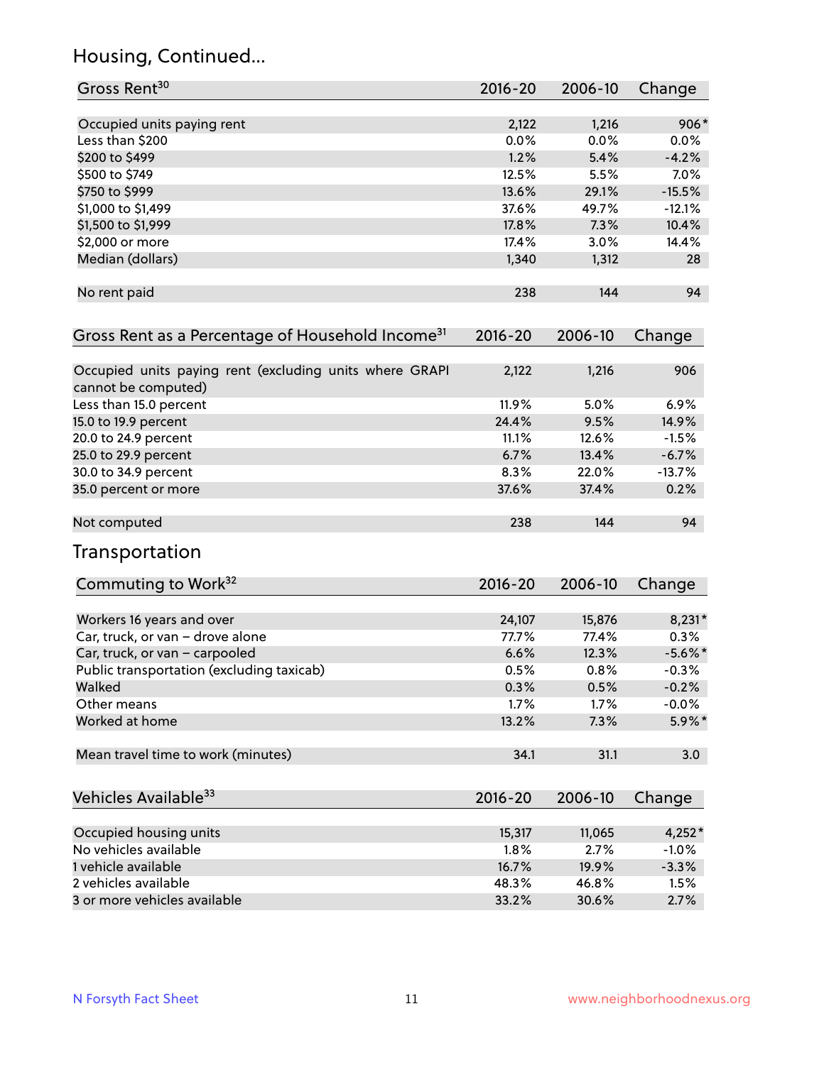## Housing, Continued...

| Gross Rent[30] | 2016-20 | 2006-10 | Change |
|---|---|---|---|
| Occupied units paying rent | 2,122 | 1,216 | 906* |
| Less than $200 | 0.0% | 0.0% | 0.0% |
| $200 to $499 | 1.2% | 5.4% | -4.2% |
| $500 to $749 | 12.5% | 5.5% | 7.0% |
| $750 to $999 | 13.6% | 29.1% | -15.5% |
| $1,000 to $1,499 | 37.6% | 49.7% | -12.1% |
| $1,500 to $1,999 | 17.8% | 7.3% | 10.4% |
| $2,000 or more | 17.4% | 3.0% | 14.4% |
| Median (dollars) | 1,340 | 1,312 | 28 |
| No rent paid | 238 | 144 | 94 |

| Gross Rent as a Percentage of Household Income[31] | 2016-20 | 2006-10 | Change |
|---|---|---|---|
| Occupied units paying rent (excluding units where GRAPI cannot be computed) | 2,122 | 1,216 | 906 |
| Less than 15.0 percent | 11.9% | 5.0% | 6.9% |
| 15.0 to 19.9 percent | 24.4% | 9.5% | 14.9% |
| 20.0 to 24.9 percent | 11.1% | 12.6% | -1.5% |
| 25.0 to 29.9 percent | 6.7% | 13.4% | -6.7% |
| 30.0 to 34.9 percent | 8.3% | 22.0% | -13.7% |
| 35.0 percent or more | 37.6% | 37.4% | 0.2% |
| Not computed | 238 | 144 | 94 |

## Transportation

| Commuting to Work[32] | 2016-20 | 2006-10 | Change |
|---|---|---|---|
| Workers 16 years and over | 24,107 | 15,876 | 8,231* |
| Car, truck, or van – drove alone | 77.7% | 77.4% | 0.3% |
| Car, truck, or van – carpooled | 6.6% | 12.3% | -5.6%* |
| Public transportation (excluding taxicab) | 0.5% | 0.8% | -0.3% |
| Walked | 0.3% | 0.5% | -0.2% |
| Other means | 1.7% | 1.7% | -0.0% |
| Worked at home | 13.2% | 7.3% | 5.9%* |
| Mean travel time to work (minutes) | 34.1 | 31.1 | 3.0 |

| Vehicles Available[33] | 2016-20 | 2006-10 | Change |
|---|---|---|---|
| Occupied housing units | 15,317 | 11,065 | 4,252* |
| No vehicles available | 1.8% | 2.7% | -1.0% |
| 1 vehicle available | 16.7% | 19.9% | -3.3% |
| 2 vehicles available | 48.3% | 46.8% | 1.5% |
| 3 or more vehicles available | 33.2% | 30.6% | 2.7% |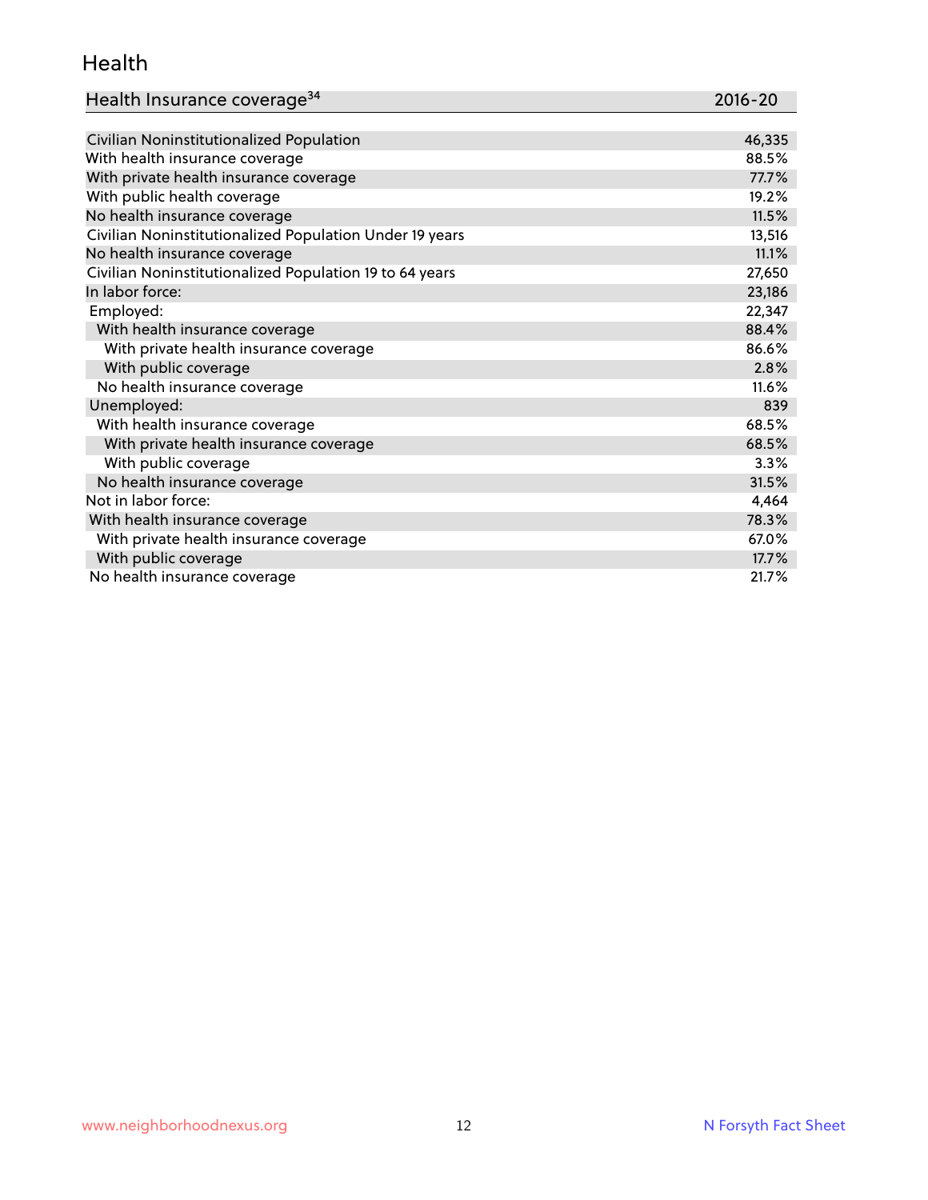## Health

| Health Insurance coverage[34] | 2016-20 |
| --- | --- |
| Civilian Noninstitutionalized Population | 46,335 |
| With health insurance coverage | 88.5% |
| With private health insurance coverage | 77.7% |
| With public health coverage | 19.2% |
| No health insurance coverage | 11.5% |
| Civilian Noninstitutionalized Population Under 19 years | 13,516 |
| No health insurance coverage | 11.1% |
| Civilian Noninstitutionalized Population 19 to 64 years | 27,650 |
| In labor force: | 23,186 |
| Employed: | 22,347 |
| With health insurance coverage | 88.4% |
| With private health insurance coverage | 86.6% |
| With public coverage | 2.8% |
| No health insurance coverage | 11.6% |
| Unemployed: | 839 |
| With health insurance coverage | 68.5% |
| With private health insurance coverage | 68.5% |
| With public coverage | 3.3% |
| No health insurance coverage | 31.5% |
| Not in labor force: | 4,464 |
| With health insurance coverage | 78.3% |
| With private health insurance coverage | 67.0% |
| With public coverage | 17.7% |
| No health insurance coverage | 21.7% |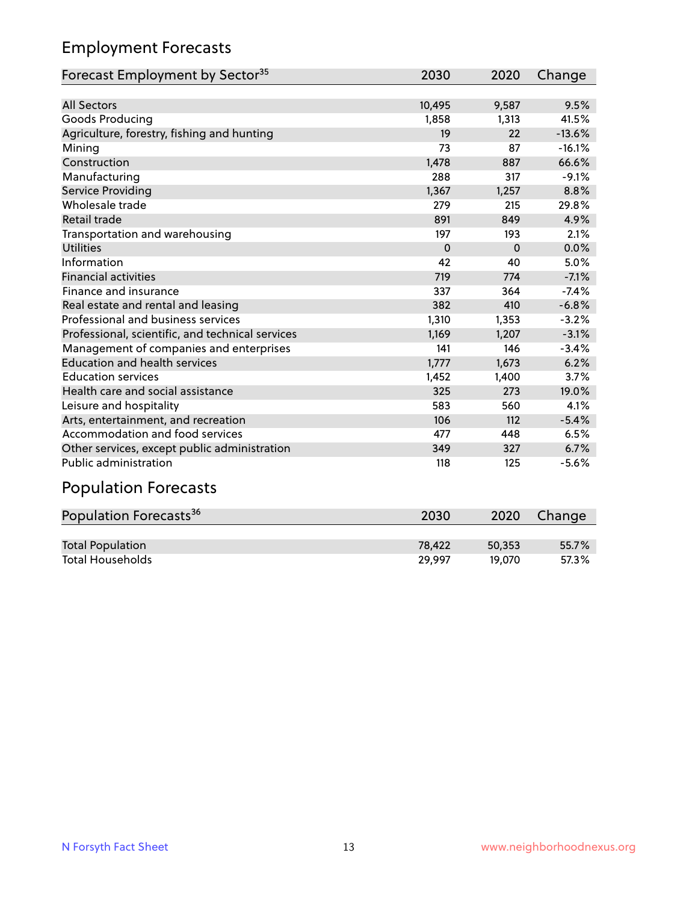## Employment Forecasts

| Forecast Employment by Sector[35] | 2030 | 2020 | Change |
|---|---|---|---|
| All Sectors | 10,495 | 9,587 | 9.5% |
| Goods Producing | 1,858 | 1,313 | 41.5% |
| Agriculture, forestry, fishing and hunting | 19 | 22 | -13.6% |
| Mining | 73 | 87 | -16.1% |
| Construction | 1,478 | 887 | 66.6% |
| Manufacturing | 288 | 317 | -9.1% |
| Service Providing | 1,367 | 1,257 | 8.8% |
| Wholesale trade | 279 | 215 | 29.8% |
| Retail trade | 891 | 849 | 4.9% |
| Transportation and warehousing | 197 | 193 | 2.1% |
| Utilities | 0 | 0 | 0.0% |
| Information | 42 | 40 | 5.0% |
| Financial activities | 719 | 774 | -7.1% |
| Finance and insurance | 337 | 364 | -7.4% |
| Real estate and rental and leasing | 382 | 410 | -6.8% |
| Professional and business services | 1,310 | 1,353 | -3.2% |
| Professional, scientific, and technical services | 1,169 | 1,207 | -3.1% |
| Management of companies and enterprises | 141 | 146 | -3.4% |
| Education and health services | 1,777 | 1,673 | 6.2% |
| Education services | 1,452 | 1,400 | 3.7% |
| Health care and social assistance | 325 | 273 | 19.0% |
| Leisure and hospitality | 583 | 560 | 4.1% |
| Arts, entertainment, and recreation | 106 | 112 | -5.4% |
| Accommodation and food services | 477 | 448 | 6.5% |
| Other services, except public administration | 349 | 327 | 6.7% |
| Public administration | 118 | 125 | -5.6% |

## Population Forecasts

| Population Forecasts[36] | 2030 | 2020 | Change |
|---|---|---|---|
| Total Population | 78,422 | 50,353 | 55.7% |
| Total Households | 29,997 | 19,070 | 57.3% |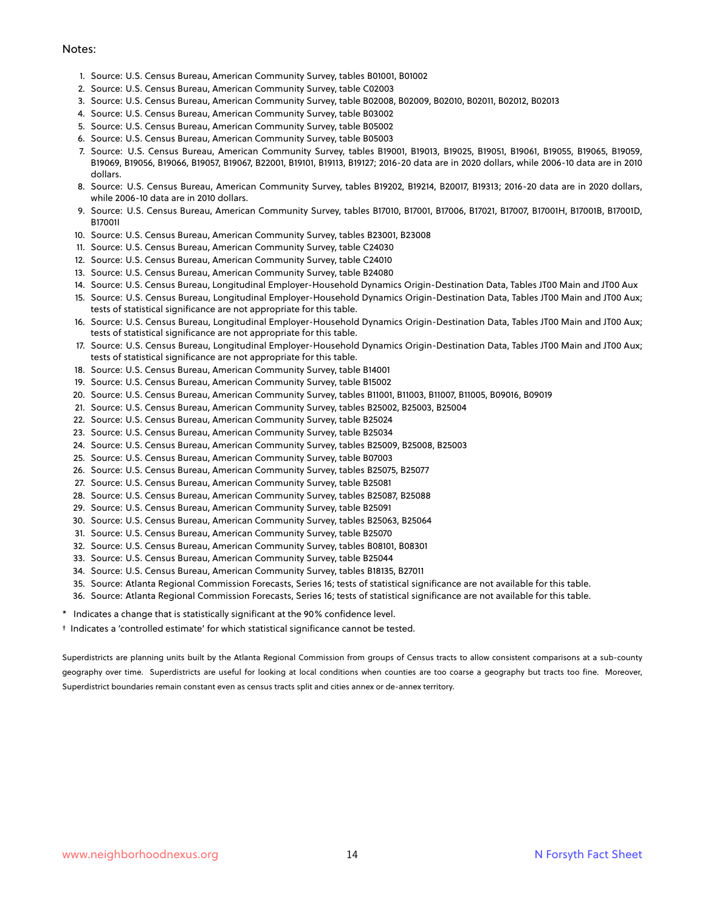Notes:

1. Source: U.S. Census Bureau, American Community Survey, tables B01001, B01002
2. Source: U.S. Census Bureau, American Community Survey, table C02003
3. Source: U.S. Census Bureau, American Community Survey, table B02008, B02009, B02010, B02011, B02012, B02013
4. Source: U.S. Census Bureau, American Community Survey, table B03002
5. Source: U.S. Census Bureau, American Community Survey, table B05002
6. Source: U.S. Census Bureau, American Community Survey, table B05003
7. Source: U.S. Census Bureau, American Community Survey, tables B19001, B19013, B19025, B19051, B19061, B19055, B19065, B19059, B19069, B19056, B19066, B19057, B19067, B22001, B19101, B19113, B19127; 2016-20 data are in 2020 dollars, while 2006-10 data are in 2010 dollars.
8. Source: U.S. Census Bureau, American Community Survey, tables B19202, B19214, B20017, B19313; 2016-20 data are in 2020 dollars, while 2006-10 data are in 2010 dollars.
9. Source: U.S. Census Bureau, American Community Survey, tables B17010, B17001, B17006, B17021, B17007, B17001H, B17001B, B17001D, B17001I
10. Source: U.S. Census Bureau, American Community Survey, tables B23001, B23008
11. Source: U.S. Census Bureau, American Community Survey, table C24030
12. Source: U.S. Census Bureau, American Community Survey, table C24010
13. Source: U.S. Census Bureau, American Community Survey, table B24080
14. Source: U.S. Census Bureau, Longitudinal Employer-Household Dynamics Origin-Destination Data, Tables JT00 Main and JT00 Aux
15. Source: U.S. Census Bureau, Longitudinal Employer-Household Dynamics Origin-Destination Data, Tables JT00 Main and JT00 Aux; tests of statistical significance are not appropriate for this table.
16. Source: U.S. Census Bureau, Longitudinal Employer-Household Dynamics Origin-Destination Data, Tables JT00 Main and JT00 Aux; tests of statistical significance are not appropriate for this table.
17. Source: U.S. Census Bureau, Longitudinal Employer-Household Dynamics Origin-Destination Data, Tables JT00 Main and JT00 Aux; tests of statistical significance are not appropriate for this table.
18. Source: U.S. Census Bureau, American Community Survey, table B14001
19. Source: U.S. Census Bureau, American Community Survey, table B15002
20. Source: U.S. Census Bureau, American Community Survey, tables B11001, B11003, B11007, B11005, B09016, B09019
21. Source: U.S. Census Bureau, American Community Survey, tables B25002, B25003, B25004
22. Source: U.S. Census Bureau, American Community Survey, table B25024
23. Source: U.S. Census Bureau, American Community Survey, table B25034
24. Source: U.S. Census Bureau, American Community Survey, tables B25009, B25008, B25003
25. Source: U.S. Census Bureau, American Community Survey, table B07003
26. Source: U.S. Census Bureau, American Community Survey, tables B25075, B25077
27. Source: U.S. Census Bureau, American Community Survey, table B25081
28. Source: U.S. Census Bureau, American Community Survey, tables B25087, B25088
29. Source: U.S. Census Bureau, American Community Survey, table B25091
30. Source: U.S. Census Bureau, American Community Survey, tables B25063, B25064
31. Source: U.S. Census Bureau, American Community Survey, table B25070
32. Source: U.S. Census Bureau, American Community Survey, tables B08101, B08301
33. Source: U.S. Census Bureau, American Community Survey, table B25044
34. Source: U.S. Census Bureau, American Community Survey, tables B18135, B27011
35. Source: Atlanta Regional Commission Forecasts, Series 16; tests of statistical significance are not available for this table.
36. Source: Atlanta Regional Commission Forecasts, Series 16; tests of statistical significance are not available for this table.

\* Indicates a change that is statistically significant at the 90% confidence level.

† Indicates a 'controlled estimate' for which statistical significance cannot be tested.

Superdistricts are planning units built by the Atlanta Regional Commission from groups of Census tracts to allow consistent comparisons at a sub-county geography over time. Superdistricts are useful for looking at local conditions when counties are too coarse a geography but tracts too fine. Moreover, Superdistrict boundaries remain constant even as census tracts split and cities annex or de-annex territory.